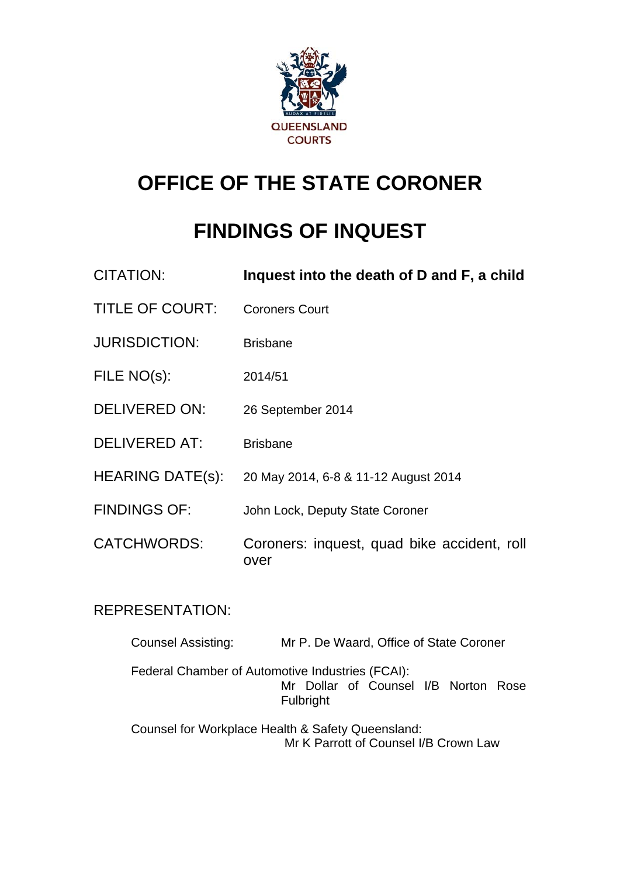QUEENSLAND COURTS

# OFFICE OF THE STATE CORONER

# FINDINGS OF INQUEST

| | |
|---|---|
| CITATION: | **Inquest into the death of D and F, a child** |
| TITLE OF COURT: | Coroners Court |
| JURISDICTION: | Brisbane |
| FILE NO(s): | 2014/51 |
| DELIVERED ON: | 26 September 2014 |
| DELIVERED AT: | Brisbane |
| HEARING DATE(s): | 20 May 2014, 6-8 & 11-12 August 2014 |
| FINDINGS OF: | John Lock, Deputy State Coroner |
| CATCHWORDS: | Coroners: inquest, quad bike accident, roll over |

REPRESENTATION:

Counsel Assisting: Mr P. De Waard, Office of State Coroner

Federal Chamber of Automotive Industries (FCAI): Mr Dollar of Counsel I/B Norton Rose Fulbright

Counsel for Workplace Health & Safety Queensland: Mr K Parrott of Counsel I/B Crown Law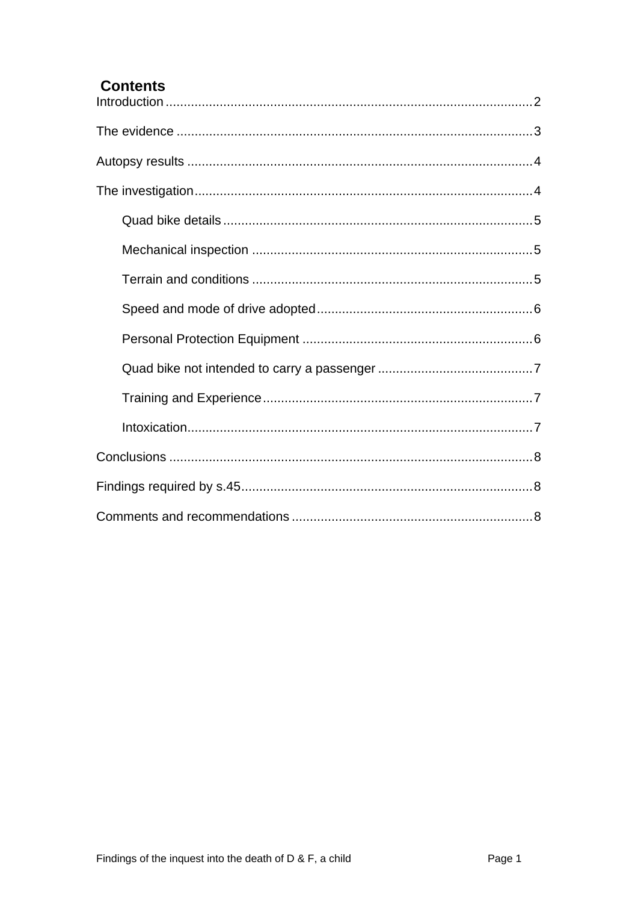## Contents

- Introduction ........ 2
- The evidence ........ 3
- Autopsy results ........ 4
- The investigation ........ 4
  - Quad bike details ........ 5
  - Mechanical inspection ........ 5
  - Terrain and conditions ........ 5
  - Speed and mode of drive adopted ........ 6
  - Personal Protection Equipment ........ 6
  - Quad bike not intended to carry a passenger ........ 7
  - Training and Experience ........ 7
  - Intoxication ........ 7
- Conclusions ........ 8
- Findings required by s.45 ........ 8
- Comments and recommendations ........ 8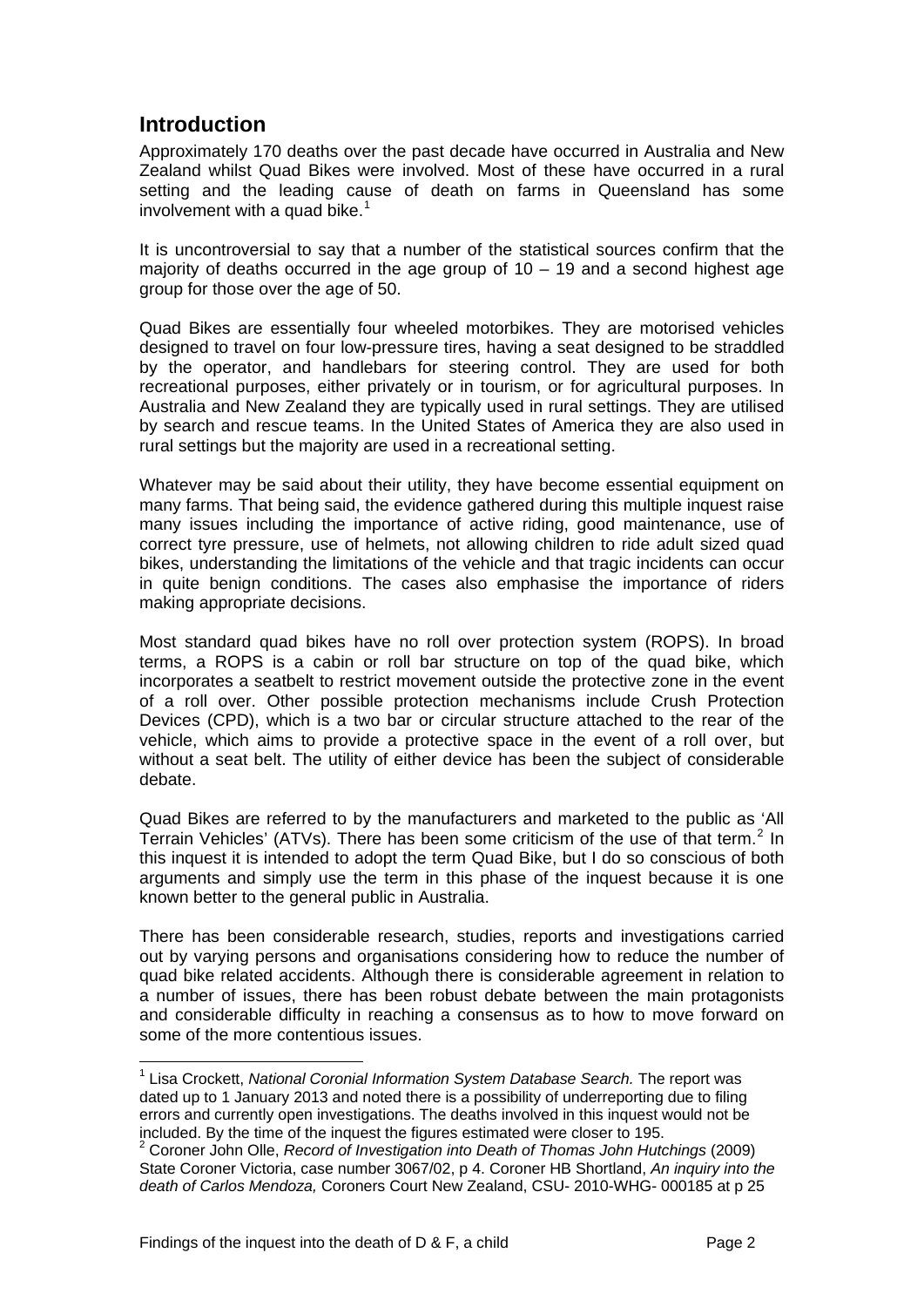## Introduction

Approximately 170 deaths over the past decade have occurred in Australia and New Zealand whilst Quad Bikes were involved. Most of these have occurred in a rural setting and the leading cause of death on farms in Queensland has some involvement with a quad bike.[1]

It is uncontroversial to say that a number of the statistical sources confirm that the majority of deaths occurred in the age group of 10 – 19 and a second highest age group for those over the age of 50.

Quad Bikes are essentially four wheeled motorbikes. They are motorised vehicles designed to travel on four low-pressure tires, having a seat designed to be straddled by the operator, and handlebars for steering control. They are used for both recreational purposes, either privately or in tourism, or for agricultural purposes. In Australia and New Zealand they are typically used in rural settings. They are utilised by search and rescue teams. In the United States of America they are also used in rural settings but the majority are used in a recreational setting.

Whatever may be said about their utility, they have become essential equipment on many farms. That being said, the evidence gathered during this multiple inquest raise many issues including the importance of active riding, good maintenance, use of correct tyre pressure, use of helmets, not allowing children to ride adult sized quad bikes, understanding the limitations of the vehicle and that tragic incidents can occur in quite benign conditions. The cases also emphasise the importance of riders making appropriate decisions.

Most standard quad bikes have no roll over protection system (ROPS). In broad terms, a ROPS is a cabin or roll bar structure on top of the quad bike, which incorporates a seatbelt to restrict movement outside the protective zone in the event of a roll over. Other possible protection mechanisms include Crush Protection Devices (CPD), which is a two bar or circular structure attached to the rear of the vehicle, which aims to provide a protective space in the event of a roll over, but without a seat belt. The utility of either device has been the subject of considerable debate.

Quad Bikes are referred to by the manufacturers and marketed to the public as 'All Terrain Vehicles' (ATVs). There has been some criticism of the use of that term.[2] In this inquest it is intended to adopt the term Quad Bike, but I do so conscious of both arguments and simply use the term in this phase of the inquest because it is one known better to the general public in Australia.

There has been considerable research, studies, reports and investigations carried out by varying persons and organisations considering how to reduce the number of quad bike related accidents. Although there is considerable agreement in relation to a number of issues, there has been robust debate between the main protagonists and considerable difficulty in reaching a consensus as to how to move forward on some of the more contentious issues.

---

[1] Lisa Crockett, *National Coronial Information System Database Search.* The report was dated up to 1 January 2013 and noted there is a possibility of underreporting due to filing errors and currently open investigations. The deaths involved in this inquest would not be included. By the time of the inquest the figures estimated were closer to 195.

[2] Coroner John Olle, *Record of Investigation into Death of Thomas John Hutchings* (2009) State Coroner Victoria, case number 3067/02, p 4. Coroner HB Shortland, *An inquiry into the death of Carlos Mendoza,* Coroners Court New Zealand, CSU- 2010-WHG- 000185 at p 25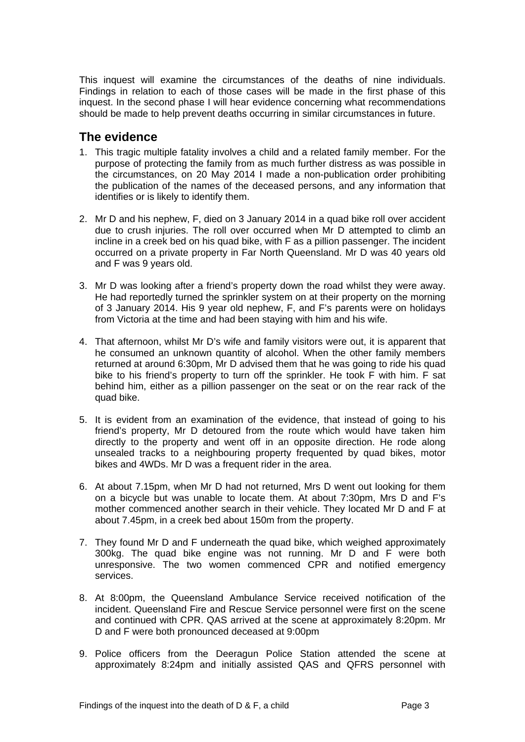This inquest will examine the circumstances of the deaths of nine individuals. Findings in relation to each of those cases will be made in the first phase of this inquest. In the second phase I will hear evidence concerning what recommendations should be made to help prevent deaths occurring in similar circumstances in future.

## The evidence

1. This tragic multiple fatality involves a child and a related family member. For the purpose of protecting the family from as much further distress as was possible in the circumstances, on 20 May 2014 I made a non-publication order prohibiting the publication of the names of the deceased persons, and any information that identifies or is likely to identify them.

2. Mr D and his nephew, F, died on 3 January 2014 in a quad bike roll over accident due to crush injuries. The roll over occurred when Mr D attempted to climb an incline in a creek bed on his quad bike, with F as a pillion passenger. The incident occurred on a private property in Far North Queensland. Mr D was 40 years old and F was 9 years old.

3. Mr D was looking after a friend's property down the road whilst they were away. He had reportedly turned the sprinkler system on at their property on the morning of 3 January 2014. His 9 year old nephew, F, and F's parents were on holidays from Victoria at the time and had been staying with him and his wife.

4. That afternoon, whilst Mr D's wife and family visitors were out, it is apparent that he consumed an unknown quantity of alcohol. When the other family members returned at around 6:30pm, Mr D advised them that he was going to ride his quad bike to his friend's property to turn off the sprinkler. He took F with him. F sat behind him, either as a pillion passenger on the seat or on the rear rack of the quad bike.

5. It is evident from an examination of the evidence, that instead of going to his friend's property, Mr D detoured from the route which would have taken him directly to the property and went off in an opposite direction. He rode along unsealed tracks to a neighbouring property frequented by quad bikes, motor bikes and 4WDs. Mr D was a frequent rider in the area.

6. At about 7.15pm, when Mr D had not returned, Mrs D went out looking for them on a bicycle but was unable to locate them. At about 7:30pm, Mrs D and F's mother commenced another search in their vehicle. They located Mr D and F at about 7.45pm, in a creek bed about 150m from the property.

7. They found Mr D and F underneath the quad bike, which weighed approximately 300kg. The quad bike engine was not running. Mr D and F were both unresponsive. The two women commenced CPR and notified emergency services.

8. At 8:00pm, the Queensland Ambulance Service received notification of the incident. Queensland Fire and Rescue Service personnel were first on the scene and continued with CPR. QAS arrived at the scene at approximately 8:20pm. Mr D and F were both pronounced deceased at 9:00pm

9. Police officers from the Deeragun Police Station attended the scene at approximately 8:24pm and initially assisted QAS and QFRS personnel with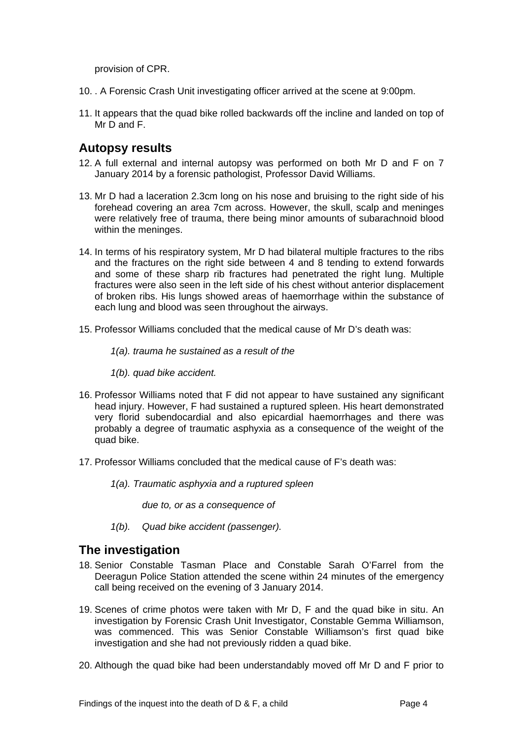provision of CPR.

10. . A Forensic Crash Unit investigating officer arrived at the scene at 9:00pm.

11. It appears that the quad bike rolled backwards off the incline and landed on top of Mr D and F.

## Autopsy results

12. A full external and internal autopsy was performed on both Mr D and F on 7 January 2014 by a forensic pathologist, Professor David Williams.

13. Mr D had a laceration 2.3cm long on his nose and bruising to the right side of his forehead covering an area 7cm across. However, the skull, scalp and meninges were relatively free of trauma, there being minor amounts of subarachnoid blood within the meninges.

14. In terms of his respiratory system, Mr D had bilateral multiple fractures to the ribs and the fractures on the right side between 4 and 8 tending to extend forwards and some of these sharp rib fractures had penetrated the right lung. Multiple fractures were also seen in the left side of his chest without anterior displacement of broken ribs. His lungs showed areas of haemorrhage within the substance of each lung and blood was seen throughout the airways.

15. Professor Williams concluded that the medical cause of Mr D's death was:

    *1(a). trauma he sustained as a result of the*

    *1(b). quad bike accident.*

16. Professor Williams noted that F did not appear to have sustained any significant head injury. However, F had sustained a ruptured spleen. His heart demonstrated very florid subendocardial and also epicardial haemorrhages and there was probably a degree of traumatic asphyxia as a consequence of the weight of the quad bike.

17. Professor Williams concluded that the medical cause of F's death was:

    *1(a). Traumatic asphyxia and a ruptured spleen*

    *due to, or as a consequence of*

    *1(b). Quad bike accident (passenger).*

## The investigation

18. Senior Constable Tasman Place and Constable Sarah O'Farrel from the Deeragun Police Station attended the scene within 24 minutes of the emergency call being received on the evening of 3 January 2014.

19. Scenes of crime photos were taken with Mr D, F and the quad bike in situ. An investigation by Forensic Crash Unit Investigator, Constable Gemma Williamson, was commenced. This was Senior Constable Williamson's first quad bike investigation and she had not previously ridden a quad bike.

20. Although the quad bike had been understandably moved off Mr D and F prior to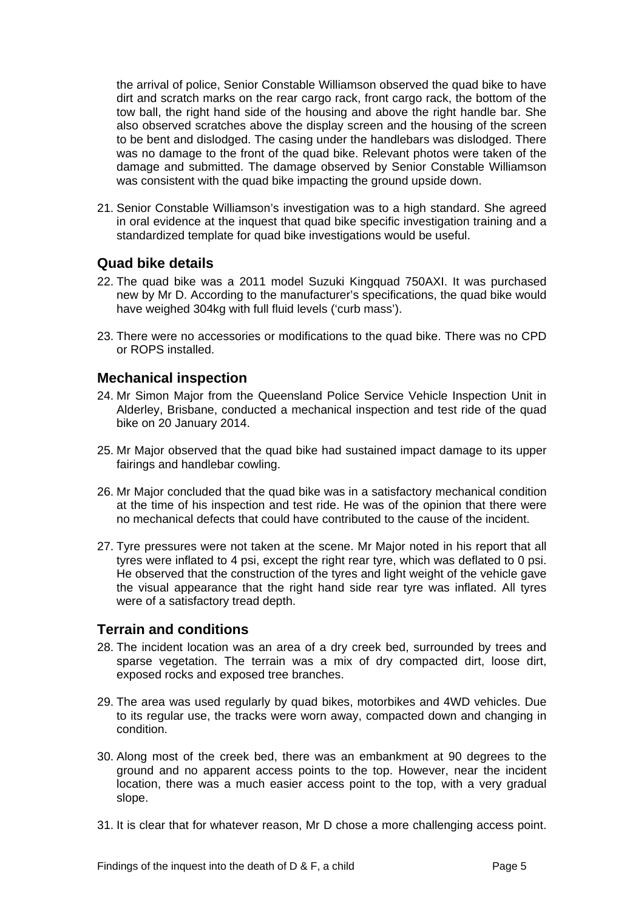the arrival of police, Senior Constable Williamson observed the quad bike to have dirt and scratch marks on the rear cargo rack, front cargo rack, the bottom of the tow ball, the right hand side of the housing and above the right handle bar. She also observed scratches above the display screen and the housing of the screen to be bent and dislodged. The casing under the handlebars was dislodged. There was no damage to the front of the quad bike. Relevant photos were taken of the damage and submitted. The damage observed by Senior Constable Williamson was consistent with the quad bike impacting the ground upside down.

21. Senior Constable Williamson's investigation was to a high standard. She agreed in oral evidence at the inquest that quad bike specific investigation training and a standardized template for quad bike investigations would be useful.

## Quad bike details

22. The quad bike was a 2011 model Suzuki Kingquad 750AXI. It was purchased new by Mr D. According to the manufacturer's specifications, the quad bike would have weighed 304kg with full fluid levels ('curb mass').

23. There were no accessories or modifications to the quad bike. There was no CPD or ROPS installed.

## Mechanical inspection

24. Mr Simon Major from the Queensland Police Service Vehicle Inspection Unit in Alderley, Brisbane, conducted a mechanical inspection and test ride of the quad bike on 20 January 2014.

25. Mr Major observed that the quad bike had sustained impact damage to its upper fairings and handlebar cowling.

26. Mr Major concluded that the quad bike was in a satisfactory mechanical condition at the time of his inspection and test ride. He was of the opinion that there were no mechanical defects that could have contributed to the cause of the incident.

27. Tyre pressures were not taken at the scene. Mr Major noted in his report that all tyres were inflated to 4 psi, except the right rear tyre, which was deflated to 0 psi. He observed that the construction of the tyres and light weight of the vehicle gave the visual appearance that the right hand side rear tyre was inflated. All tyres were of a satisfactory tread depth.

## Terrain and conditions

28. The incident location was an area of a dry creek bed, surrounded by trees and sparse vegetation. The terrain was a mix of dry compacted dirt, loose dirt, exposed rocks and exposed tree branches.

29. The area was used regularly by quad bikes, motorbikes and 4WD vehicles. Due to its regular use, the tracks were worn away, compacted down and changing in condition.

30. Along most of the creek bed, there was an embankment at 90 degrees to the ground and no apparent access points to the top. However, near the incident location, there was a much easier access point to the top, with a very gradual slope.

31. It is clear that for whatever reason, Mr D chose a more challenging access point.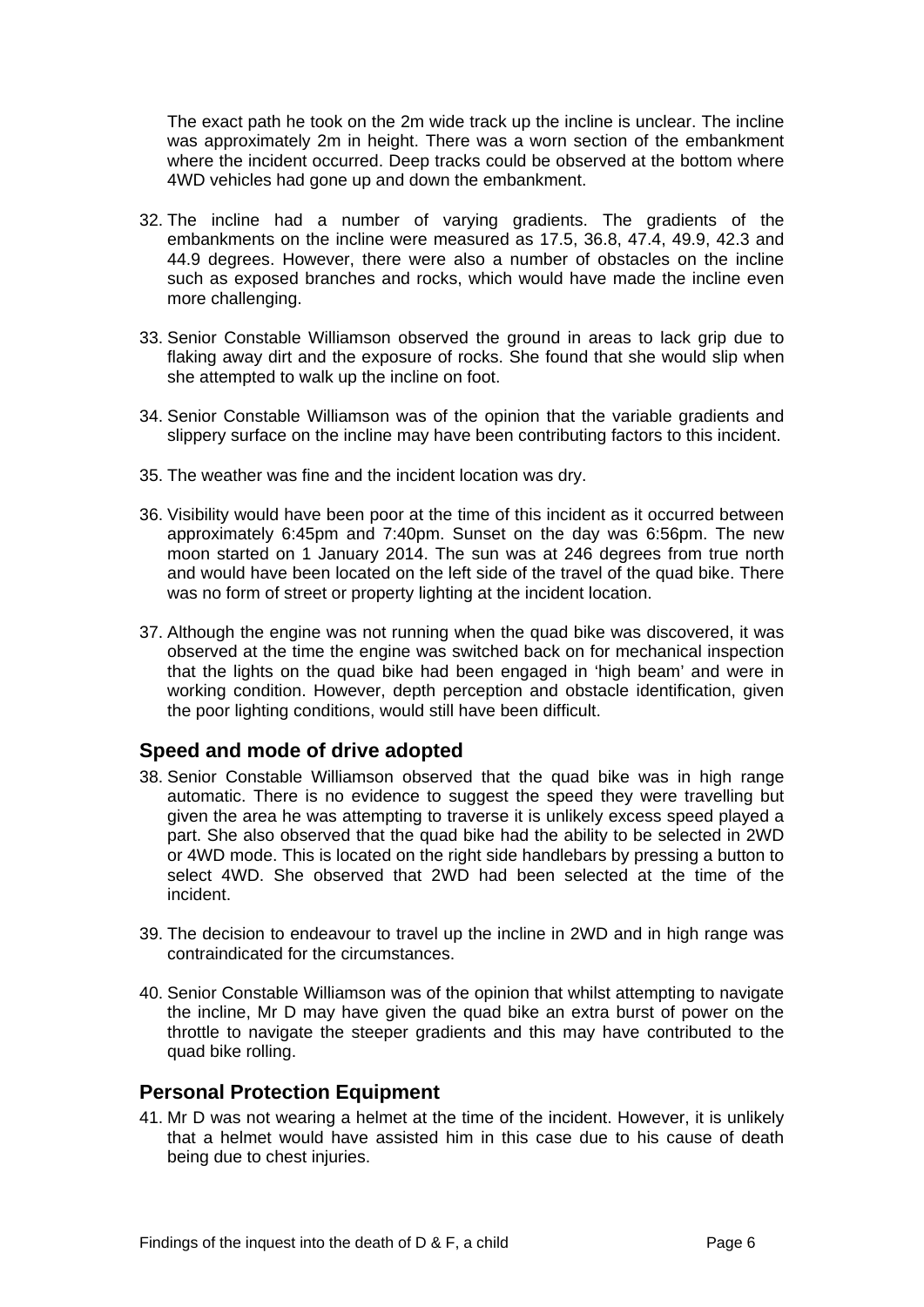The exact path he took on the 2m wide track up the incline is unclear. The incline was approximately 2m in height. There was a worn section of the embankment where the incident occurred. Deep tracks could be observed at the bottom where 4WD vehicles had gone up and down the embankment.

32. The incline had a number of varying gradients. The gradients of the embankments on the incline were measured as 17.5, 36.8, 47.4, 49.9, 42.3 and 44.9 degrees. However, there were also a number of obstacles on the incline such as exposed branches and rocks, which would have made the incline even more challenging.

33. Senior Constable Williamson observed the ground in areas to lack grip due to flaking away dirt and the exposure of rocks. She found that she would slip when she attempted to walk up the incline on foot.

34. Senior Constable Williamson was of the opinion that the variable gradients and slippery surface on the incline may have been contributing factors to this incident.

35. The weather was fine and the incident location was dry.

36. Visibility would have been poor at the time of this incident as it occurred between approximately 6:45pm and 7:40pm. Sunset on the day was 6:56pm. The new moon started on 1 January 2014. The sun was at 246 degrees from true north and would have been located on the left side of the travel of the quad bike. There was no form of street or property lighting at the incident location.

37. Although the engine was not running when the quad bike was discovered, it was observed at the time the engine was switched back on for mechanical inspection that the lights on the quad bike had been engaged in 'high beam' and were in working condition. However, depth perception and obstacle identification, given the poor lighting conditions, would still have been difficult.

## Speed and mode of drive adopted

38. Senior Constable Williamson observed that the quad bike was in high range automatic. There is no evidence to suggest the speed they were travelling but given the area he was attempting to traverse it is unlikely excess speed played a part. She also observed that the quad bike had the ability to be selected in 2WD or 4WD mode. This is located on the right side handlebars by pressing a button to select 4WD. She observed that 2WD had been selected at the time of the incident.

39. The decision to endeavour to travel up the incline in 2WD and in high range was contraindicated for the circumstances.

40. Senior Constable Williamson was of the opinion that whilst attempting to navigate the incline, Mr D may have given the quad bike an extra burst of power on the throttle to navigate the steeper gradients and this may have contributed to the quad bike rolling.

## Personal Protection Equipment

41. Mr D was not wearing a helmet at the time of the incident. However, it is unlikely that a helmet would have assisted him in this case due to his cause of death being due to chest injuries.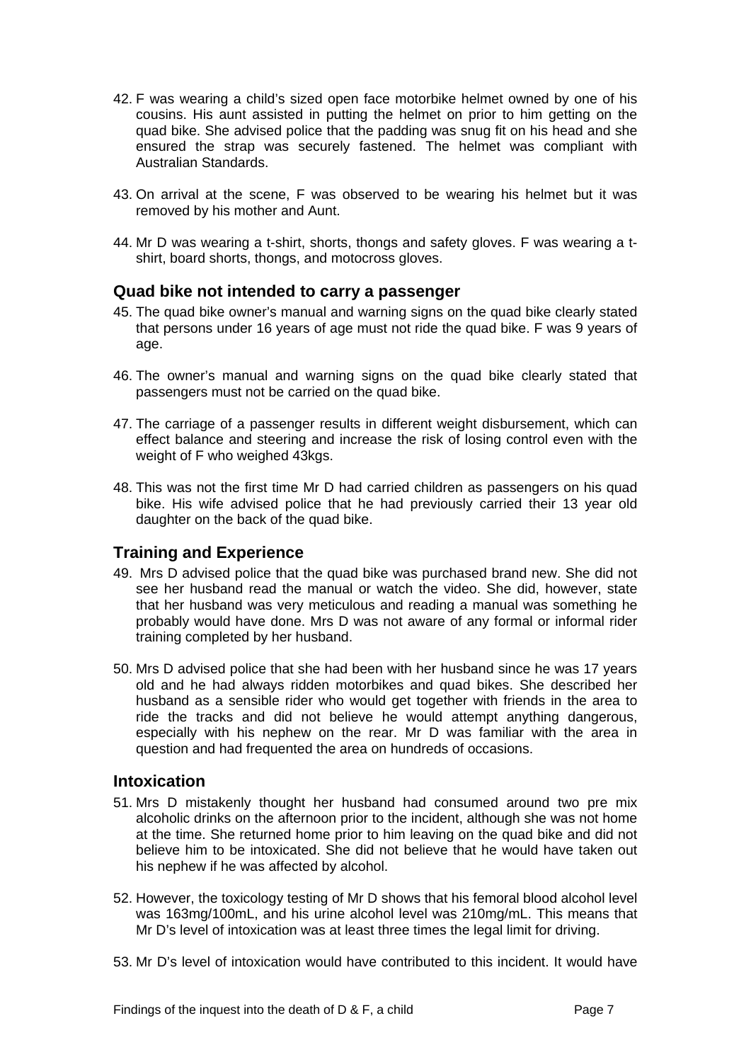42. F was wearing a child's sized open face motorbike helmet owned by one of his cousins. His aunt assisted in putting the helmet on prior to him getting on the quad bike. She advised police that the padding was snug fit on his head and she ensured the strap was securely fastened. The helmet was compliant with Australian Standards.

43. On arrival at the scene, F was observed to be wearing his helmet but it was removed by his mother and Aunt.

44. Mr D was wearing a t-shirt, shorts, thongs and safety gloves. F was wearing a t-shirt, board shorts, thongs, and motocross gloves.

## Quad bike not intended to carry a passenger

45. The quad bike owner's manual and warning signs on the quad bike clearly stated that persons under 16 years of age must not ride the quad bike. F was 9 years of age.

46. The owner's manual and warning signs on the quad bike clearly stated that passengers must not be carried on the quad bike.

47. The carriage of a passenger results in different weight disbursement, which can effect balance and steering and increase the risk of losing control even with the weight of F who weighed 43kgs.

48. This was not the first time Mr D had carried children as passengers on his quad bike. His wife advised police that he had previously carried their 13 year old daughter on the back of the quad bike.

## Training and Experience

49. Mrs D advised police that the quad bike was purchased brand new. She did not see her husband read the manual or watch the video. She did, however, state that her husband was very meticulous and reading a manual was something he probably would have done. Mrs D was not aware of any formal or informal rider training completed by her husband.

50. Mrs D advised police that she had been with her husband since he was 17 years old and he had always ridden motorbikes and quad bikes. She described her husband as a sensible rider who would get together with friends in the area to ride the tracks and did not believe he would attempt anything dangerous, especially with his nephew on the rear. Mr D was familiar with the area in question and had frequented the area on hundreds of occasions.

## Intoxication

51. Mrs D mistakenly thought her husband had consumed around two pre mix alcoholic drinks on the afternoon prior to the incident, although she was not home at the time. She returned home prior to him leaving on the quad bike and did not believe him to be intoxicated. She did not believe that he would have taken out his nephew if he was affected by alcohol.

52. However, the toxicology testing of Mr D shows that his femoral blood alcohol level was 163mg/100mL, and his urine alcohol level was 210mg/mL. This means that Mr D's level of intoxication was at least three times the legal limit for driving.

53. Mr D's level of intoxication would have contributed to this incident. It would have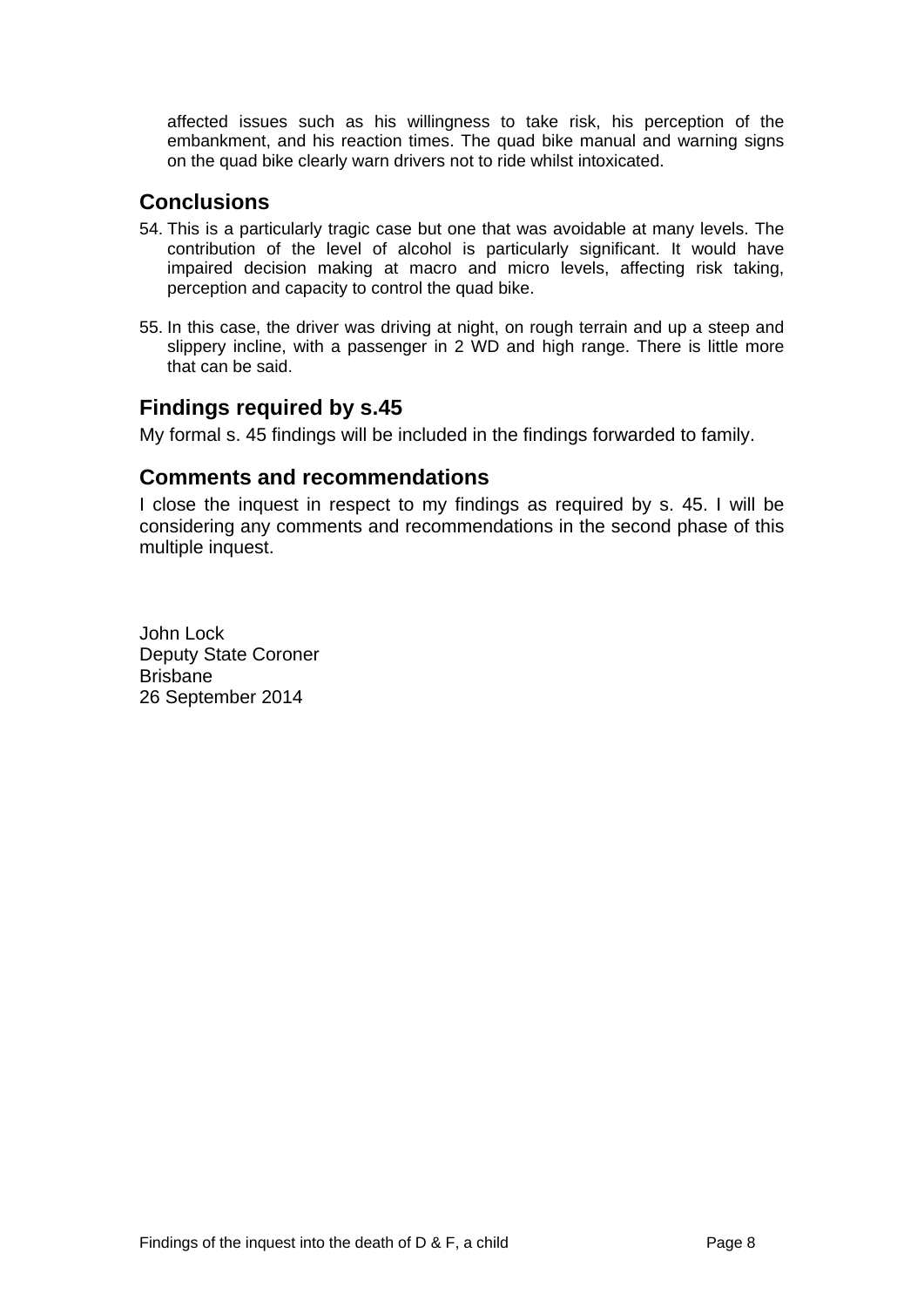affected issues such as his willingness to take risk, his perception of the embankment, and his reaction times. The quad bike manual and warning signs on the quad bike clearly warn drivers not to ride whilst intoxicated.

## Conclusions

54. This is a particularly tragic case but one that was avoidable at many levels. The contribution of the level of alcohol is particularly significant. It would have impaired decision making at macro and micro levels, affecting risk taking, perception and capacity to control the quad bike.

55. In this case, the driver was driving at night, on rough terrain and up a steep and slippery incline, with a passenger in 2 WD and high range. There is little more that can be said.

## Findings required by s.45

My formal s. 45 findings will be included in the findings forwarded to family.

## Comments and recommendations

I close the inquest in respect to my findings as required by s. 45. I will be considering any comments and recommendations in the second phase of this multiple inquest.

John Lock
Deputy State Coroner
Brisbane
26 September 2014